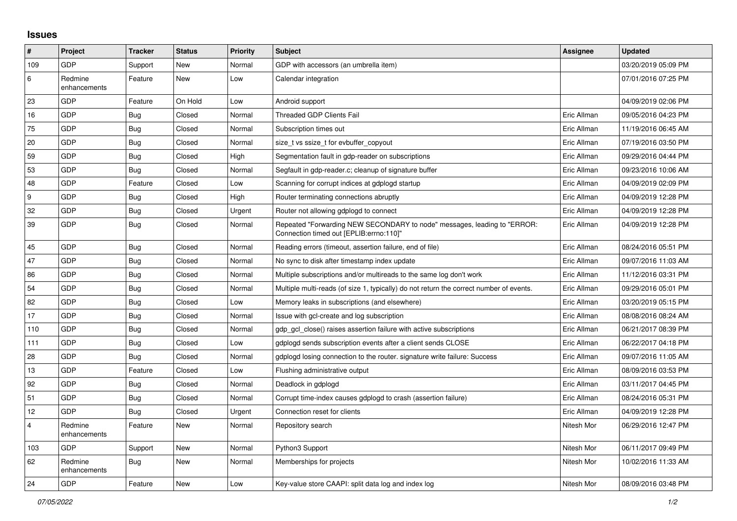# Issues

| # | Project | Tracker | Status | Priority | Subject | Assignee | Updated |
|---|---|---|---|---|---|---|---|
| 109 | GDP | Support | New | Normal | GDP with accessors (an umbrella item) | | 03/20/2019 05:09 PM |
| 6 | Redmine enhancements | Feature | New | Low | Calendar integration | | 07/01/2016 07:25 PM |
| 23 | GDP | Feature | On Hold | Low | Android support | | 04/09/2019 02:06 PM |
| 16 | GDP | Bug | Closed | Normal | Threaded GDP Clients Fail | Eric Allman | 09/05/2016 04:23 PM |
| 75 | GDP | Bug | Closed | Normal | Subscription times out | Eric Allman | 11/19/2016 06:45 AM |
| 20 | GDP | Bug | Closed | Normal | size_t vs ssize_t for evbuffer_copyout | Eric Allman | 07/19/2016 03:50 PM |
| 59 | GDP | Bug | Closed | High | Segmentation fault in gdp-reader on subscriptions | Eric Allman | 09/29/2016 04:44 PM |
| 53 | GDP | Bug | Closed | Normal | Segfault in gdp-reader.c; cleanup of signature buffer | Eric Allman | 09/23/2016 10:06 AM |
| 48 | GDP | Feature | Closed | Low | Scanning for corrupt indices at gdplogd startup | Eric Allman | 04/09/2019 02:09 PM |
| 9 | GDP | Bug | Closed | High | Router terminating connections abruptly | Eric Allman | 04/09/2019 12:28 PM |
| 32 | GDP | Bug | Closed | Urgent | Router not allowing gdplogd to connect | Eric Allman | 04/09/2019 12:28 PM |
| 39 | GDP | Bug | Closed | Normal | Repeated "Forwarding NEW SECONDARY to node" messages, leading to "ERROR: Connection timed out [EPLIB:errno:110]" | Eric Allman | 04/09/2019 12:28 PM |
| 45 | GDP | Bug | Closed | Normal | Reading errors (timeout, assertion failure, end of file) | Eric Allman | 08/24/2016 05:51 PM |
| 47 | GDP | Bug | Closed | Normal | No sync to disk after timestamp index update | Eric Allman | 09/07/2016 11:03 AM |
| 86 | GDP | Bug | Closed | Normal | Multiple subscriptions and/or multireads to the same log don't work | Eric Allman | 11/12/2016 03:31 PM |
| 54 | GDP | Bug | Closed | Normal | Multiple multi-reads (of size 1, typically) do not return the correct number of events. | Eric Allman | 09/29/2016 05:01 PM |
| 82 | GDP | Bug | Closed | Low | Memory leaks in subscriptions (and elsewhere) | Eric Allman | 03/20/2019 05:15 PM |
| 17 | GDP | Bug | Closed | Normal | Issue with gcl-create and log subscription | Eric Allman | 08/08/2016 08:24 AM |
| 110 | GDP | Bug | Closed | Normal | gdp_gcl_close() raises assertion failure with active subscriptions | Eric Allman | 06/21/2017 08:39 PM |
| 111 | GDP | Bug | Closed | Low | gdplogd sends subscription events after a client sends CLOSE | Eric Allman | 06/22/2017 04:18 PM |
| 28 | GDP | Bug | Closed | Normal | gdplogd losing connection to the router. signature write failure: Success | Eric Allman | 09/07/2016 11:05 AM |
| 13 | GDP | Feature | Closed | Low | Flushing administrative output | Eric Allman | 08/09/2016 03:53 PM |
| 92 | GDP | Bug | Closed | Normal | Deadlock in gdplogd | Eric Allman | 03/11/2017 04:45 PM |
| 51 | GDP | Bug | Closed | Normal | Corrupt time-index causes gdplogd to crash (assertion failure) | Eric Allman | 08/24/2016 05:31 PM |
| 12 | GDP | Bug | Closed | Urgent | Connection reset for clients | Eric Allman | 04/09/2019 12:28 PM |
| 4 | Redmine enhancements | Feature | New | Normal | Repository search | Nitesh Mor | 06/29/2016 12:47 PM |
| 103 | GDP | Support | New | Normal | Python3 Support | Nitesh Mor | 06/11/2017 09:49 PM |
| 62 | Redmine enhancements | Bug | New | Normal | Memberships for projects | Nitesh Mor | 10/02/2016 11:33 AM |
| 24 | GDP | Feature | New | Low | Key-value store CAAPI: split data log and index log | Nitesh Mor | 08/09/2016 03:48 PM |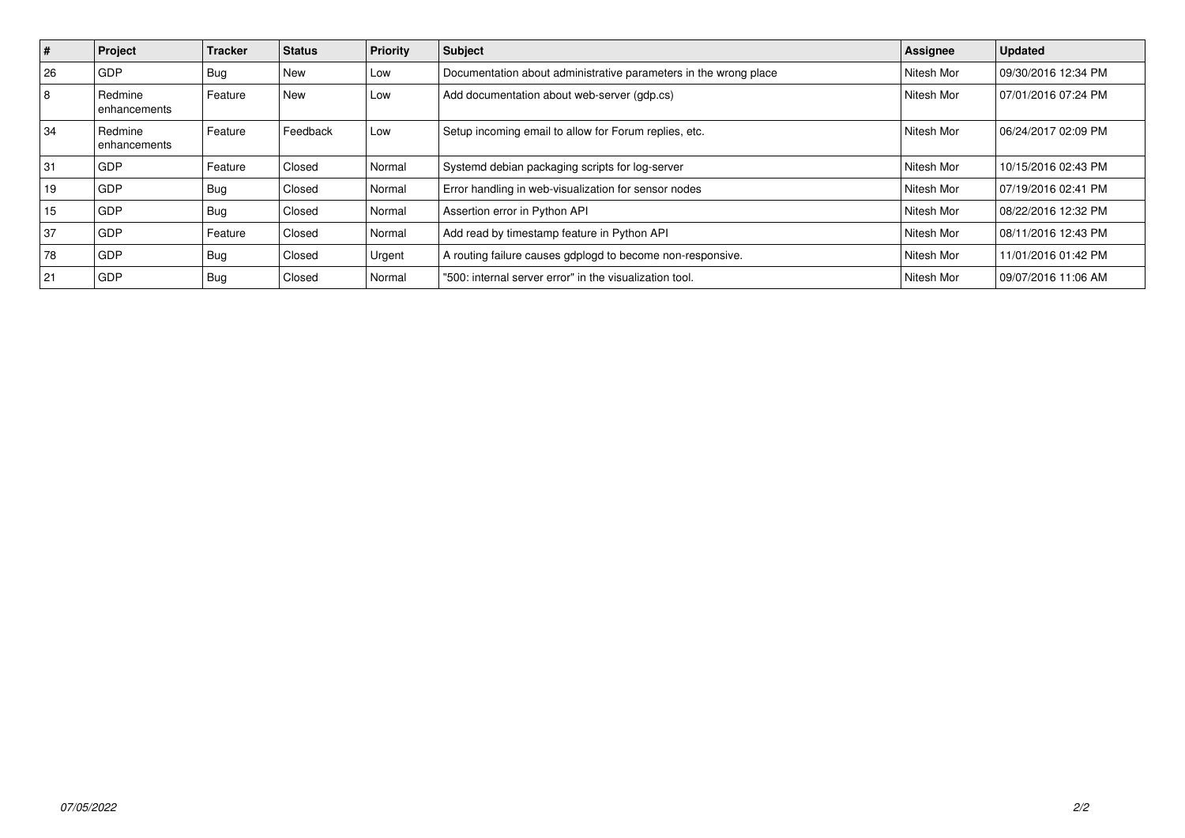| # | Project | Tracker | Status | Priority | Subject | Assignee | Updated |
|---|---|---|---|---|---|---|---|
| 26 | GDP | Bug | New | Low | Documentation about administrative parameters in the wrong place | Nitesh Mor | 09/30/2016 12:34 PM |
| 8 | Redmine enhancements | Feature | New | Low | Add documentation about web-server (gdp.cs) | Nitesh Mor | 07/01/2016 07:24 PM |
| 34 | Redmine enhancements | Feature | Feedback | Low | Setup incoming email to allow for Forum replies, etc. | Nitesh Mor | 06/24/2017 02:09 PM |
| 31 | GDP | Feature | Closed | Normal | Systemd debian packaging scripts for log-server | Nitesh Mor | 10/15/2016 02:43 PM |
| 19 | GDP | Bug | Closed | Normal | Error handling in web-visualization for sensor nodes | Nitesh Mor | 07/19/2016 02:41 PM |
| 15 | GDP | Bug | Closed | Normal | Assertion error in Python API | Nitesh Mor | 08/22/2016 12:32 PM |
| 37 | GDP | Feature | Closed | Normal | Add read by timestamp feature in Python API | Nitesh Mor | 08/11/2016 12:43 PM |
| 78 | GDP | Bug | Closed | Urgent | A routing failure causes gdplogd to become non-responsive. | Nitesh Mor | 11/01/2016 01:42 PM |
| 21 | GDP | Bug | Closed | Normal | "500: internal server error" in the visualization tool. | Nitesh Mor | 09/07/2016 11:06 AM |